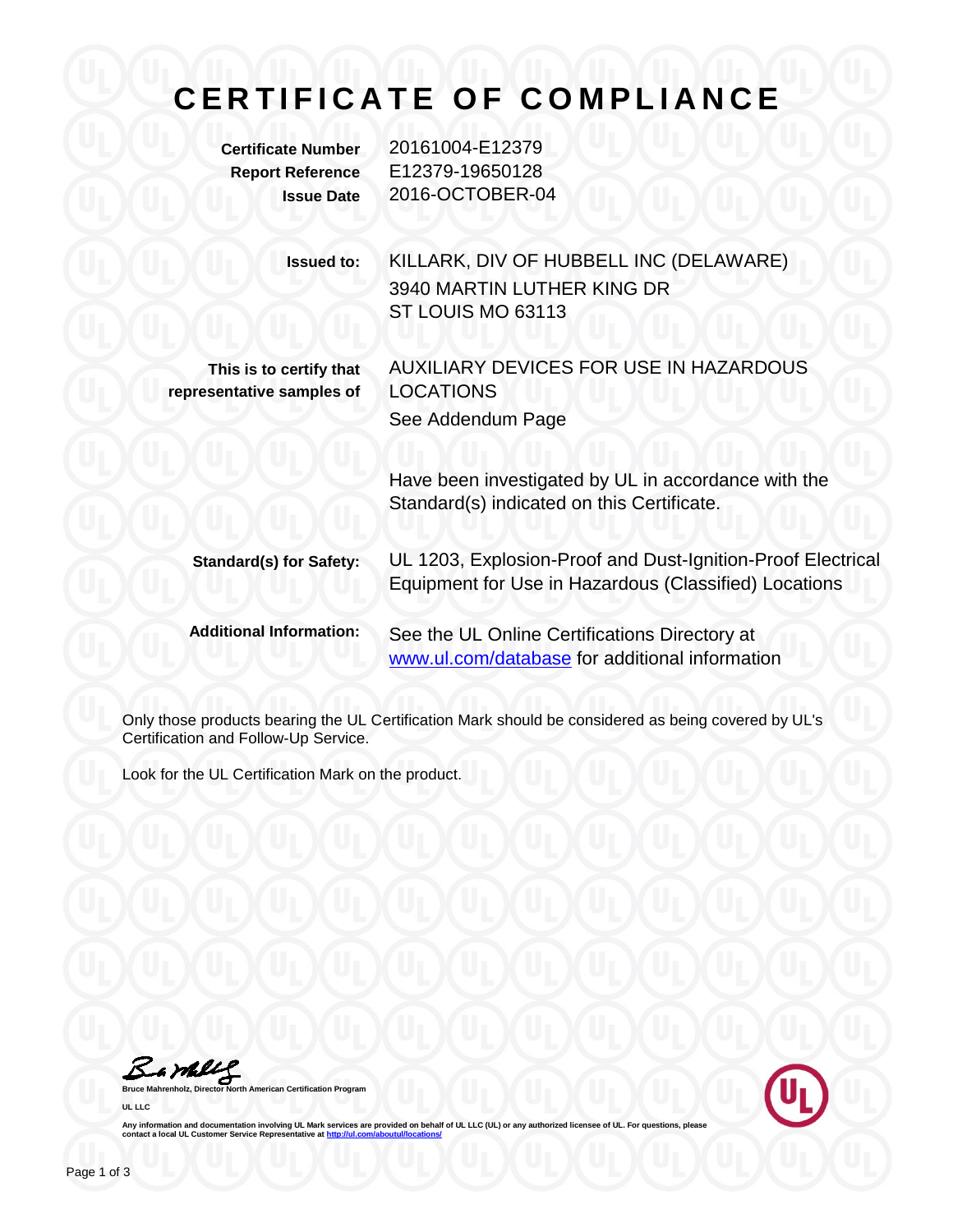# CERTIFICATE OF COMPLIANCE

**Certificate Number** 20161004-E12379

**Report Reference** E12379-19650128

**Issue Date** 2016-OCTOBER-04

**Issued to:** KILLARK, DIV OF HUBBELL INC (DELAWARE)
3940 MARTIN LUTHER KING DR
ST LOUIS MO 63113

**This is to certify that representative samples of** AUXILIARY DEVICES FOR USE IN HAZARDOUS LOCATIONS

See Addendum Page

Have been investigated by UL in accordance with the Standard(s) indicated on this Certificate.

**Standard(s) for Safety:** UL 1203, Explosion-Proof and Dust-Ignition-Proof Electrical Equipment for Use in Hazardous (Classified) Locations

**Additional Information:** See the UL Online Certifications Directory at [www.ul.com/database](www.ul.com/database) for additional information

Only those products bearing the UL Certification Mark should be considered as being covered by UL's Certification and Follow-Up Service.

Look for the UL Certification Mark on the product.

Bruce Mahrenholz, Director North American Certification Program

UL LLC

Any information and documentation involving UL Mark services are provided on behalf of UL LLC (UL) or any authorized licensee of UL. For questions, please contact a local UL Customer Service Representative at [http://ul.com/aboutul/locations/](http://ul.com/aboutul/locations/)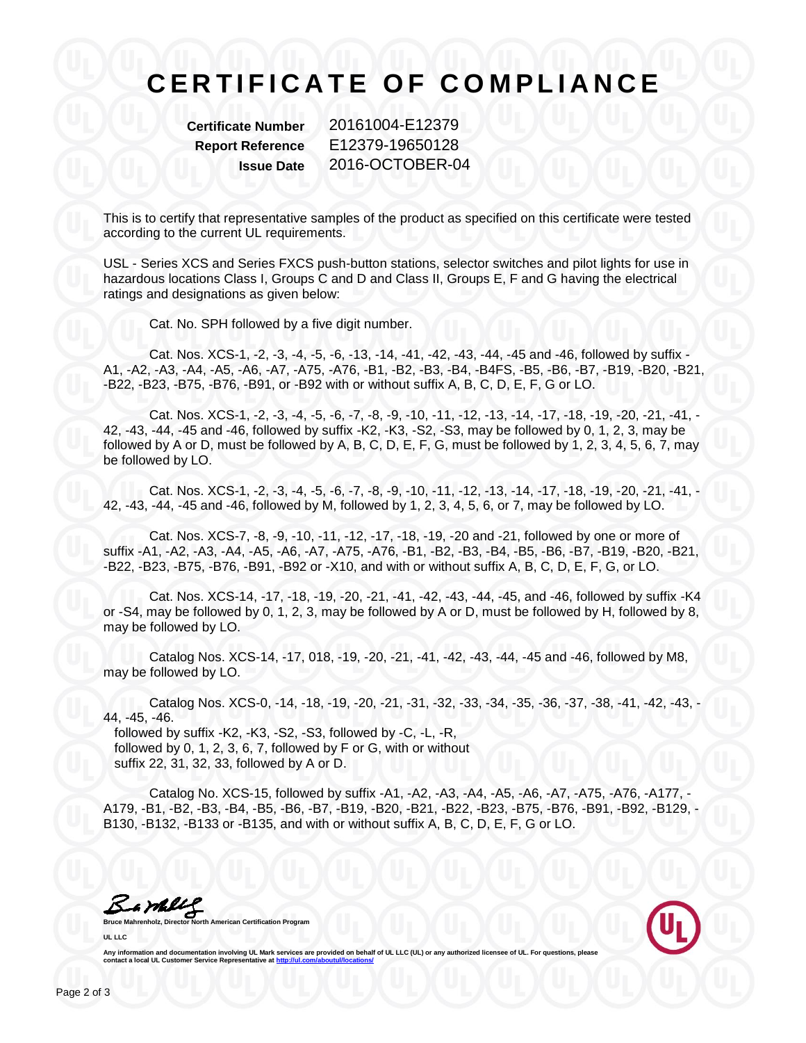# CERTIFICATE OF COMPLIANCE

**Certificate Number** 20161004-E12379
**Report Reference** E12379-19650128
**Issue Date** 2016-OCTOBER-04

This is to certify that representative samples of the product as specified on this certificate were tested according to the current UL requirements.

USL - Series XCS and Series FXCS push-button stations, selector switches and pilot lights for use in hazardous locations Class I, Groups C and D and Class II, Groups E, F and G having the electrical ratings and designations as given below:

Cat. No. SPH followed by a five digit number.

Cat. Nos. XCS-1, -2, -3, -4, -5, -6, -13, -14, -41, -42, -43, -44, -45 and -46, followed by suffix -A1, -A2, -A3, -A4, -A5, -A6, -A7, -A75, -A76, -B1, -B2, -B3, -B4, -B4FS, -B5, -B6, -B7, -B19, -B20, -B21, -B22, -B23, -B75, -B76, -B91, or -B92 with or without suffix A, B, C, D, E, F, G or LO.

Cat. Nos. XCS-1, -2, -3, -4, -5, -6, -7, -8, -9, -10, -11, -12, -13, -14, -17, -18, -19, -20, -21, -41, -42, -43, -44, -45 and -46, followed by suffix -K2, -K3, -S2, -S3, may be followed by 0, 1, 2, 3, may be followed by A or D, must be followed by A, B, C, D, E, F, G, must be followed by 1, 2, 3, 4, 5, 6, 7, may be followed by LO.

Cat. Nos. XCS-1, -2, -3, -4, -5, -6, -7, -8, -9, -10, -11, -12, -13, -14, -17, -18, -19, -20, -21, -41, -42, -43, -44, -45 and -46, followed by M, followed by 1, 2, 3, 4, 5, 6, or 7, may be followed by LO.

Cat. Nos. XCS-7, -8, -9, -10, -11, -12, -17, -18, -19, -20 and -21, followed by one or more of suffix -A1, -A2, -A3, -A4, -A5, -A6, -A7, -A75, -A76, -B1, -B2, -B3, -B4, -B5, -B6, -B7, -B19, -B20, -B21, -B22, -B23, -B75, -B76, -B91, -B92 or -X10, and with or without suffix A, B, C, D, E, F, G, or LO.

Cat. Nos. XCS-14, -17, -18, -19, -20, -21, -41, -42, -43, -44, -45, and -46, followed by suffix -K4 or -S4, may be followed by 0, 1, 2, 3, may be followed by A or D, must be followed by H, followed by 8, may be followed by LO.

Catalog Nos. XCS-14, -17, 018, -19, -20, -21, -41, -42, -43, -44, -45 and -46, followed by M8, may be followed by LO.

Catalog Nos. XCS-0, -14, -18, -19, -20, -21, -31, -32, -33, -34, -35, -36, -37, -38, -41, -42, -43, -44, -45, -46.
followed by suffix -K2, -K3, -S2, -S3, followed by -C, -L, -R,
followed by 0, 1, 2, 3, 6, 7, followed by F or G, with or without
suffix 22, 31, 32, 33, followed by A or D.

Catalog No. XCS-15, followed by suffix -A1, -A2, -A3, -A4, -A5, -A6, -A7, -A75, -A76, -A177, -A179, -B1, -B2, -B3, -B4, -B5, -B6, -B7, -B19, -B20, -B21, -B22, -B23, -B75, -B76, -B91, -B92, -B129, -B130, -B132, -B133 or -B135, and with or without suffix A, B, C, D, E, F, G or LO.

**Bruce Mahrenholz, Director North American Certification Program**
**UL LLC**

Any information and documentation involving UL Mark services are provided on behalf of UL LLC (UL) or any authorized licensee of UL. For questions, please contact a local UL Customer Service Representative at http://ul.com/aboutul/locations/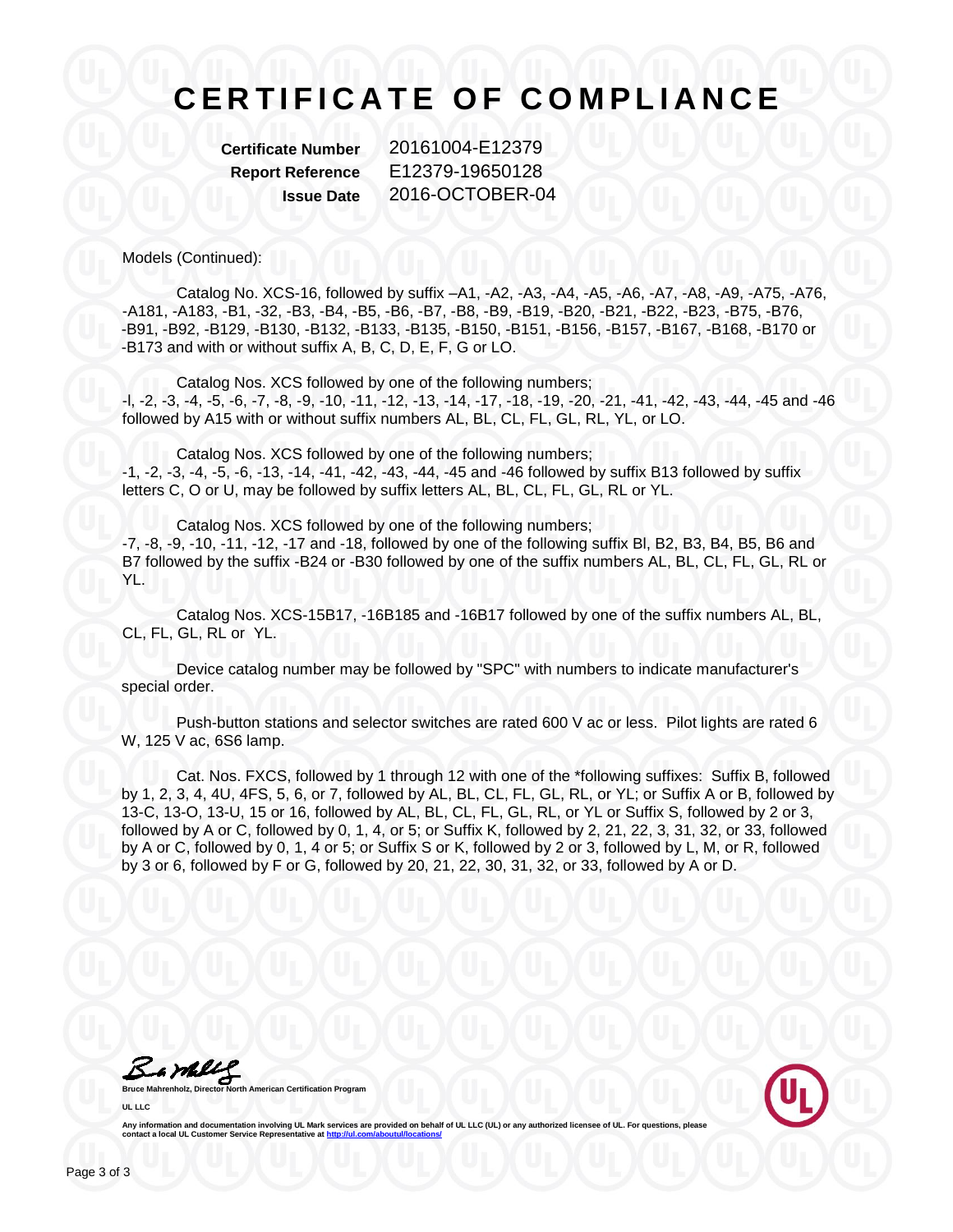# CERTIFICATE OF COMPLIANCE

**Certificate Number** 20161004-E12379
**Report Reference** E12379-19650128
**Issue Date** 2016-OCTOBER-04

Models (Continued):

Catalog No. XCS-16, followed by suffix –A1, -A2, -A3, -A4, -A5, -A6, -A7, -A8, -A9, -A75, -A76, -A181, -A183, -B1, -32, -B3, -B4, -B5, -B6, -B7, -B8, -B9, -B19, -B20, -B21, -B22, -B23, -B75, -B76, -B91, -B92, -B129, -B130, -B132, -B133, -B135, -B150, -B151, -B156, -B157, -B167, -B168, -B170 or -B173 and with or without suffix A, B, C, D, E, F, G or LO.

Catalog Nos. XCS followed by one of the following numbers; -l, -2, -3, -4, -5, -6, -7, -8, -9, -10, -11, -12, -13, -14, -17, -18, -19, -20, -21, -41, -42, -43, -44, -45 and -46 followed by A15 with or without suffix numbers AL, BL, CL, FL, GL, RL, YL, or LO.

Catalog Nos. XCS followed by one of the following numbers; -1, -2, -3, -4, -5, -6, -13, -14, -41, -42, -43, -44, -45 and -46 followed by suffix B13 followed by suffix letters C, O or U, may be followed by suffix letters AL, BL, CL, FL, GL, RL or YL.

Catalog Nos. XCS followed by one of the following numbers; -7, -8, -9, -10, -11, -12, -17 and -18, followed by one of the following suffix Bl, B2, B3, B4, B5, B6 and B7 followed by the suffix -B24 or -B30 followed by one of the suffix numbers AL, BL, CL, FL, GL, RL or YL.

Catalog Nos. XCS-15B17, -16B185 and -16B17 followed by one of the suffix numbers AL, BL, CL, FL, GL, RL or YL.

Device catalog number may be followed by "SPC" with numbers to indicate manufacturer's special order.

Push-button stations and selector switches are rated 600 V ac or less. Pilot lights are rated 6 W, 125 V ac, 6S6 lamp.

Cat. Nos. FXCS, followed by 1 through 12 with one of the *following suffixes: Suffix B, followed by 1, 2, 3, 4, 4U, 4FS, 5, 6, or 7, followed by AL, BL, CL, FL, GL, RL, or YL; or Suffix A or B, followed by 13-C, 13-O, 13-U, 15 or 16, followed by AL, BL, CL, FL, GL, RL, or YL or Suffix S, followed by 2 or 3, followed by A or C, followed by 0, 1, 4, or 5; or Suffix K, followed by 2, 21, 22, 3, 31, 32, or 33, followed by A or C, followed by 0, 1, 4 or 5; or Suffix S or K, followed by 2 or 3, followed by L, M, or R, followed by 3 or 6, followed by F or G, followed by 20, 21, 22, 30, 31, 32, or 33, followed by A or D.

**Bruce Mahrenholz, Director North American Certification Program**

**UL LLC**

Any information and documentation involving UL Mark services are provided on behalf of UL LLC (UL) or any authorized licensee of UL. For questions, please contact a local UL Customer Service Representative at http://ul.com/aboutul/locations/